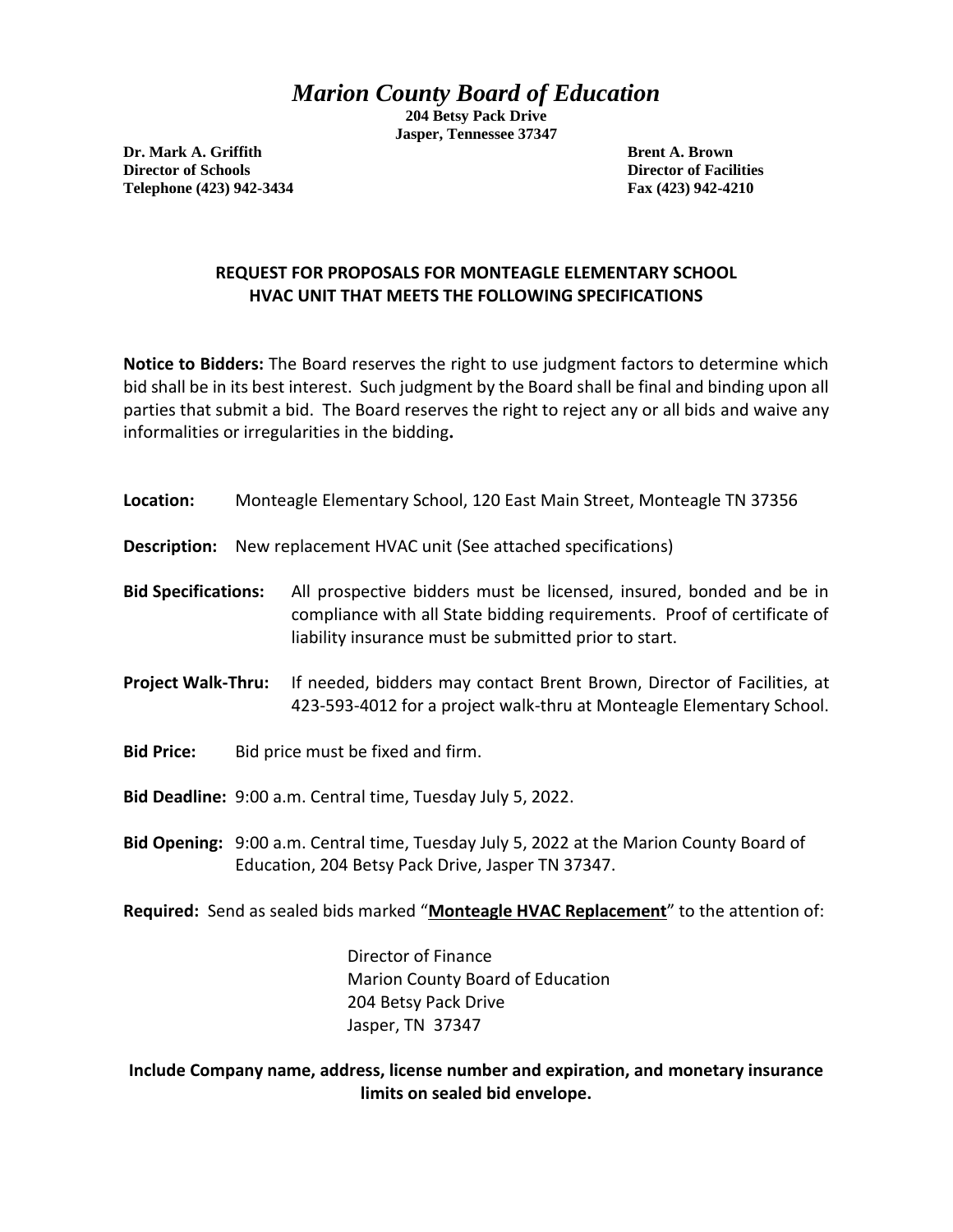# *Marion County Board of Education*

**204 Betsy Pack Drive**
**Jasper, Tennessee 37347**

**Dr. Mark A. Griffith**
**Director of Schools**
**Telephone (423) 942-3434**

**Brent A. Brown**
**Director of Facilities**
**Fax (423) 942-4210**

## REQUEST FOR PROPOSALS FOR MONTEAGLE ELEMENTARY SCHOOL HVAC UNIT THAT MEETS THE FOLLOWING SPECIFICATIONS

**Notice to Bidders:** The Board reserves the right to use judgment factors to determine which bid shall be in its best interest. Such judgment by the Board shall be final and binding upon all parties that submit a bid. The Board reserves the right to reject any or all bids and waive any informalities or irregularities in the bidding**.**

**Location:** Monteagle Elementary School, 120 East Main Street, Monteagle TN 37356

**Description:** New replacement HVAC unit (See attached specifications)

**Bid Specifications:** All prospective bidders must be licensed, insured, bonded and be in compliance with all State bidding requirements. Proof of certificate of liability insurance must be submitted prior to start.

**Project Walk-Thru:** If needed, bidders may contact Brent Brown, Director of Facilities, at 423-593-4012 for a project walk-thru at Monteagle Elementary School.

**Bid Price:** Bid price must be fixed and firm.

**Bid Deadline:** 9:00 a.m. Central time, Tuesday July 5, 2022.

**Bid Opening:** 9:00 a.m. Central time, Tuesday July 5, 2022 at the Marion County Board of Education, 204 Betsy Pack Drive, Jasper TN 37347.

**Required:** Send as sealed bids marked "**Monteagle HVAC Replacement**" to the attention of:

Director of Finance
Marion County Board of Education
204 Betsy Pack Drive
Jasper, TN 37347

**Include Company name, address, license number and expiration, and monetary insurance limits on sealed bid envelope.**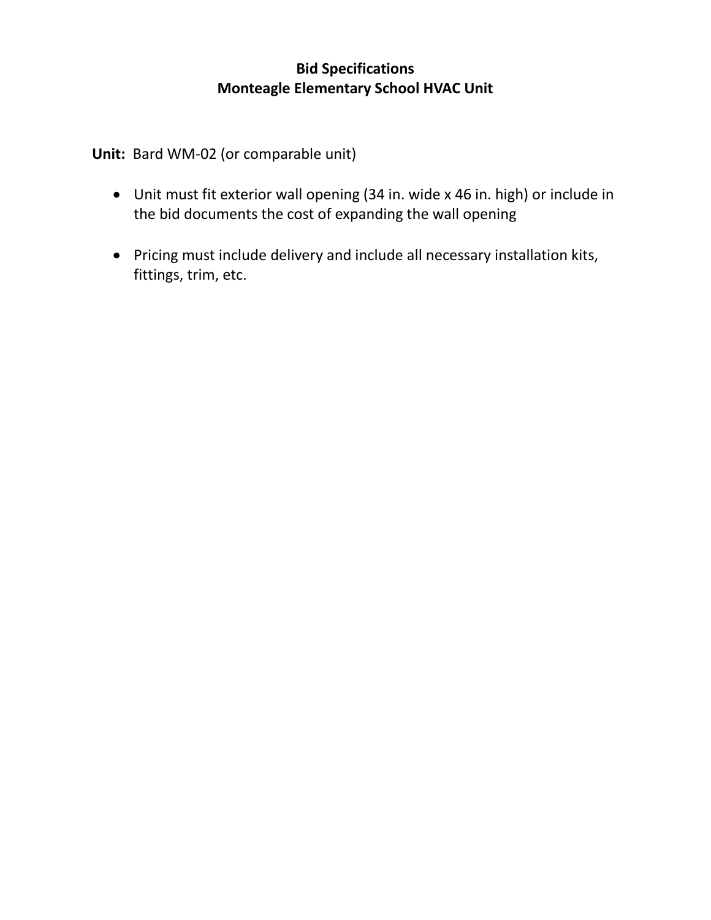# Bid Specifications
# Monteagle Elementary School HVAC Unit

**Unit:** Bard WM-02 (or comparable unit)

- Unit must fit exterior wall opening (34 in. wide x 46 in. high) or include in the bid documents the cost of expanding the wall opening
- Pricing must include delivery and include all necessary installation kits, fittings, trim, etc.